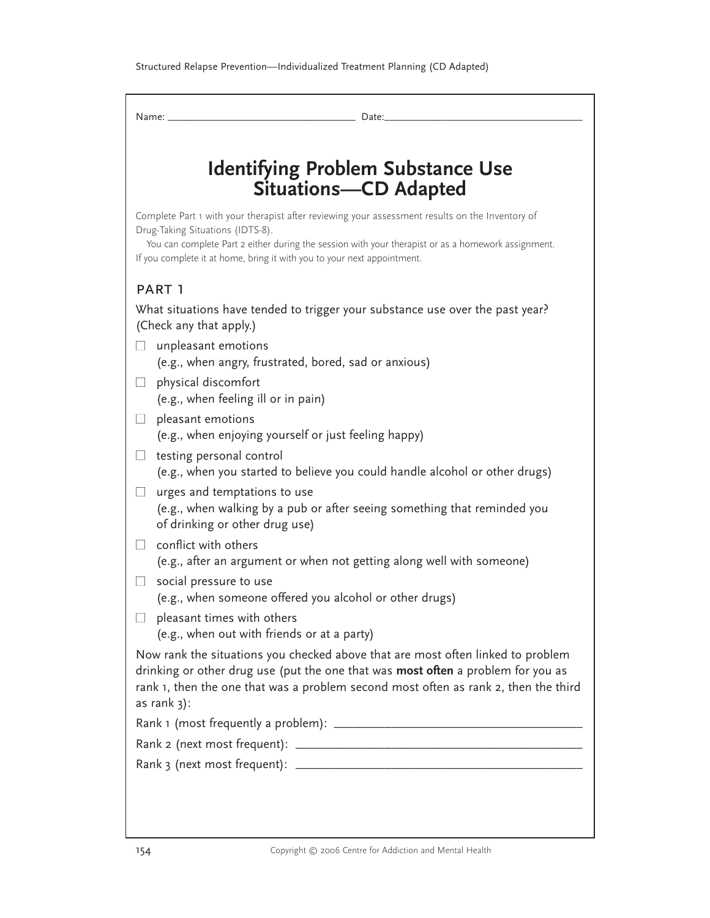Name: ______________________________ Date: ______________________________

# Identifying Problem Substance Use Situations—CD Adapted

Complete Part 1 with your therapist after reviewing your assessment results on the Inventory of Drug-Taking Situations (IDTS-8).

You can complete Part 2 either during the session with your therapist or as a homework assignment. If you complete it at home, bring it with you to your next appointment.

## PART 1

What situations have tended to trigger your substance use over the past year? (Check any that apply.)

- ☐ unpleasant emotions
  (e.g., when angry, frustrated, bored, sad or anxious)
- ☐ physical discomfort
  (e.g., when feeling ill or in pain)
- ☐ pleasant emotions
  (e.g., when enjoying yourself or just feeling happy)
- ☐ testing personal control
  (e.g., when you started to believe you could handle alcohol or other drugs)
- ☐ urges and temptations to use
  (e.g., when walking by a pub or after seeing something that reminded you of drinking or other drug use)
- ☐ conflict with others
  (e.g., after an argument or when not getting along well with someone)
- ☐ social pressure to use
  (e.g., when someone offered you alcohol or other drugs)
- ☐ pleasant times with others
  (e.g., when out with friends or at a party)

Now rank the situations you checked above that are most often linked to problem drinking or other drug use (put the one that was **most often** a problem for you as rank 1, then the one that was a problem second most often as rank 2, then the third as rank 3):

Rank 1 (most frequently a problem): ______________________________

Rank 2 (next most frequent): ______________________________

Rank 3 (next most frequent): ______________________________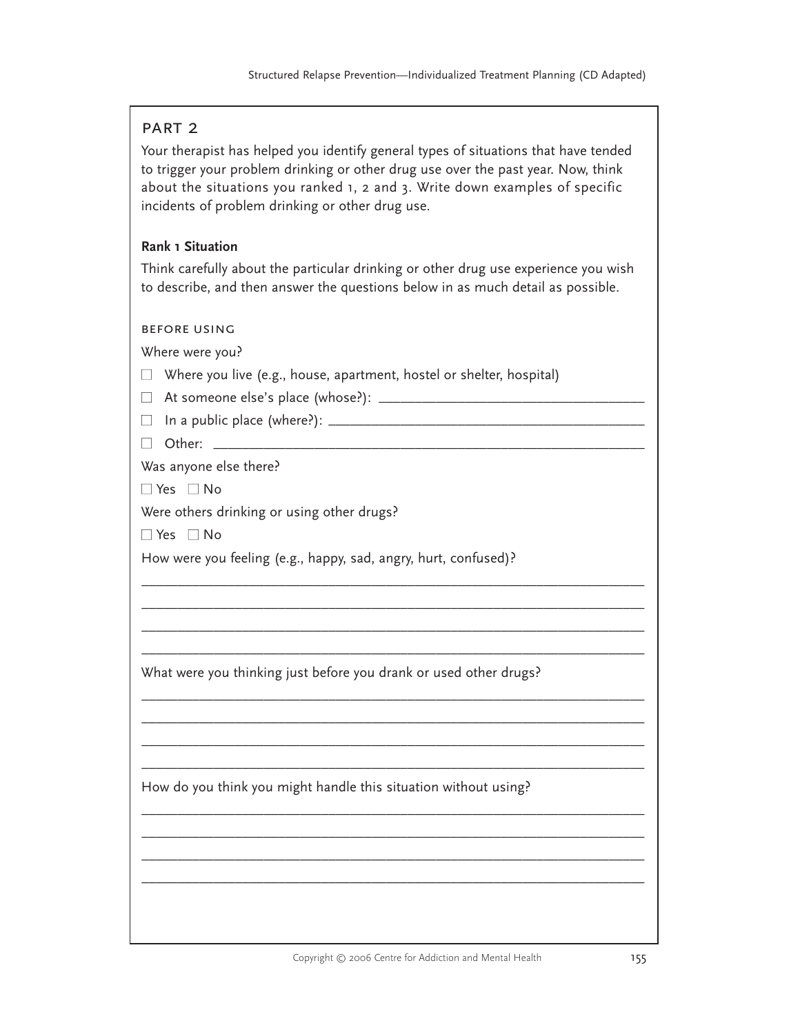## PART 2

Your therapist has helped you identify general types of situations that have tended to trigger your problem drinking or other drug use over the past year. Now, think about the situations you ranked 1, 2 and 3. Write down examples of specific incidents of problem drinking or other drug use.

**Rank 1 Situation**

Think carefully about the particular drinking or other drug use experience you wish to describe, and then answer the questions below in as much detail as possible.

### BEFORE USING

Where were you?

- ☐ Where you live (e.g., house, apartment, hostel or shelter, hospital)
- ☐ At someone else's place (whose?): ___________________________________
- ☐ In a public place (where?): ________________________________________
- ☐ Other: _________________________________________________________

Was anyone else there?

☐ Yes ☐ No

Were others drinking or using other drugs?

☐ Yes ☐ No

How were you feeling (e.g., happy, sad, angry, hurt, confused)?

_____________________________________________________________________

_____________________________________________________________________

_____________________________________________________________________

_____________________________________________________________________

What were you thinking just before you drank or used other drugs?

_____________________________________________________________________

_____________________________________________________________________

_____________________________________________________________________

_____________________________________________________________________

How do you think you might handle this situation without using?

_____________________________________________________________________

_____________________________________________________________________

_____________________________________________________________________

_____________________________________________________________________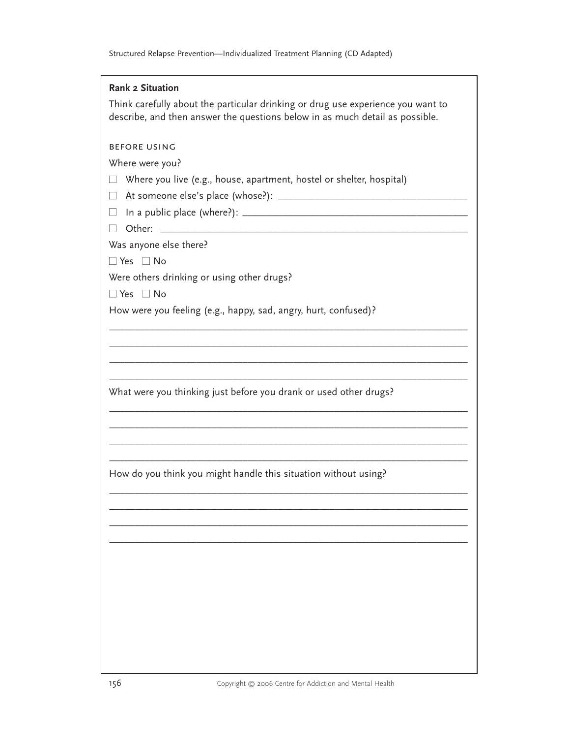**Rank 2 Situation**

Think carefully about the particular drinking or drug use experience you want to describe, and then answer the questions below in as much detail as possible.

BEFORE USING

Where were you?

☐ Where you live (e.g., house, apartment, hostel or shelter, hospital)

☐ At someone else's place (whose?): ___________________________________

☐ In a public place (where?): _________________________________________

☐ Other: ____________________________________________________________

Was anyone else there?

☐ Yes ☐ No

Were others drinking or using other drugs?

☐ Yes ☐ No

How were you feeling (e.g., happy, sad, angry, hurt, confused)?

_____________________________________________________________________

_____________________________________________________________________

_____________________________________________________________________

_____________________________________________________________________

What were you thinking just before you drank or used other drugs?

_____________________________________________________________________

_____________________________________________________________________

_____________________________________________________________________

_____________________________________________________________________

How do you think you might handle this situation without using?

_____________________________________________________________________

_____________________________________________________________________

_____________________________________________________________________

_____________________________________________________________________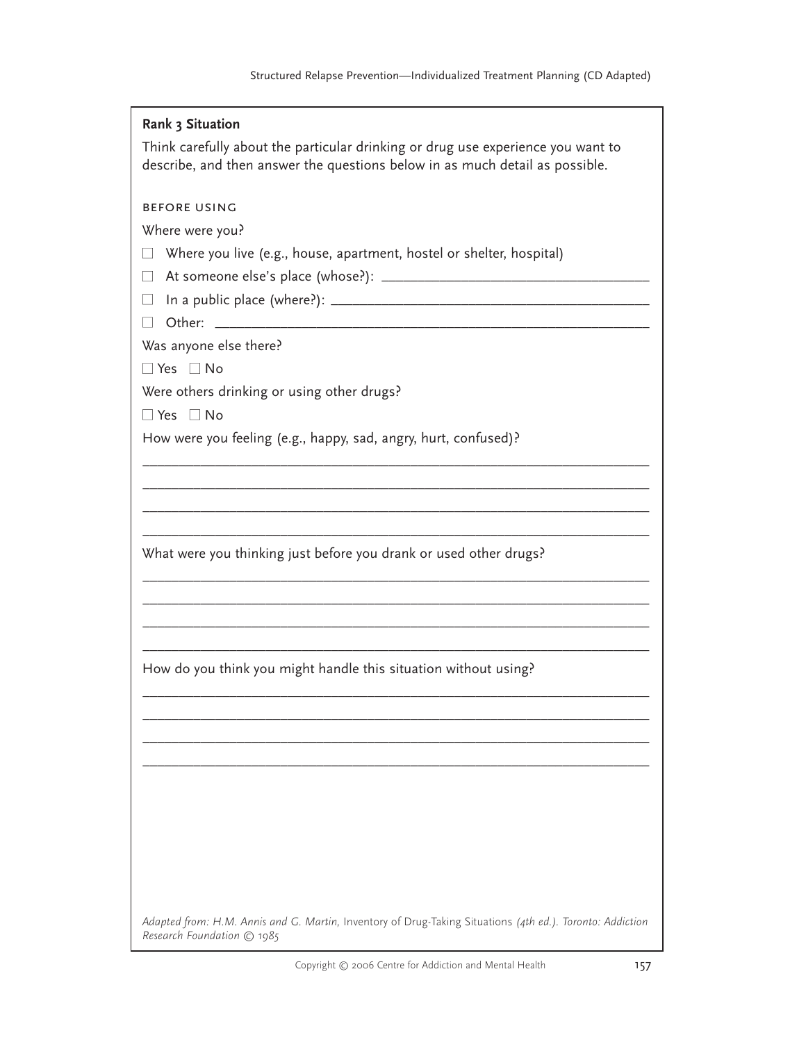**Rank 3 Situation**

Think carefully about the particular drinking or drug use experience you want to describe, and then answer the questions below in as much detail as possible.

BEFORE USING

Where were you?

☐ Where you live (e.g., house, apartment, hostel or shelter, hospital)

☐ At someone else's place (whose?): ____________________________________

☐ In a public place (where?): ____________________________________________

☐ Other: ____________________________________________________________

Was anyone else there?

☐ Yes ☐ No

Were others drinking or using other drugs?

☐ Yes ☐ No

How were you feeling (e.g., happy, sad, angry, hurt, confused)?

______________________________________________________________________

______________________________________________________________________

______________________________________________________________________

______________________________________________________________________

What were you thinking just before you drank or used other drugs?

______________________________________________________________________

______________________________________________________________________

______________________________________________________________________

______________________________________________________________________

How do you think you might handle this situation without using?

______________________________________________________________________

______________________________________________________________________

______________________________________________________________________

______________________________________________________________________

*Adapted from: H.M. Annis and G. Martin,* Inventory of Drug-Taking Situations *(4th ed.). Toronto: Addiction Research Foundation © 1985*